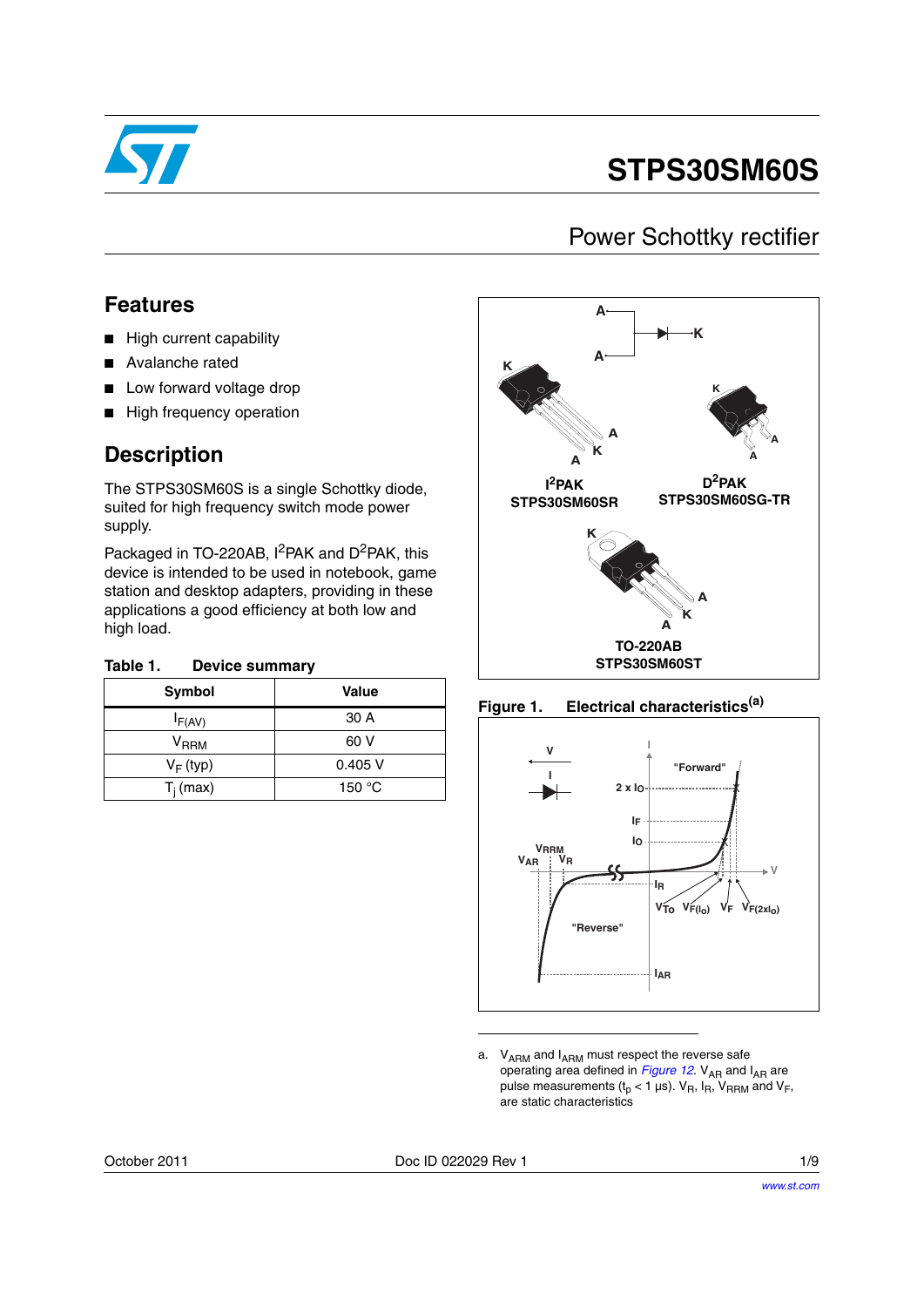# STPS30SM60S

## Power Schottky rectifier

## Features

- High current capability
- Avalanche rated
- Low forward voltage drop
- High frequency operation

## Description

The STPS30SM60S is a single Schottky diode, suited for high frequency switch mode power supply.

Packaged in TO-220AB, I²PAK and D²PAK, this device is intended to be used in notebook, game station and desktop adapters, providing in these applications a good efficiency at both low and high load.

I²PAK STPS30SM60SR

D²PAK STPS30SM60SG-TR

TO-220AB STPS30SM60ST

**Table 1. Device summary**

| Symbol | Value |
|---|---|
| $I_{F(AV)}$ | 30 A |
| $V_{RRM}$ | 60 V |
| $V_F$ (typ) | 0.405 V |
| $T_j$ (max) | 150 °C |

**Figure 1. Electrical characteristics**[a]

a. $V_{ARM}$ and $I_{ARM}$ must respect the reverse safe operating area defined in *Figure 12*. $V_{AR}$ and $I_{AR}$ are pulse measurements ($t_p$ < 1 µs). $V_R$, $I_R$, $V_{RRM}$ and $V_F$, are static characteristics

October 2011 Doc ID 022029 Rev 1

www.st.com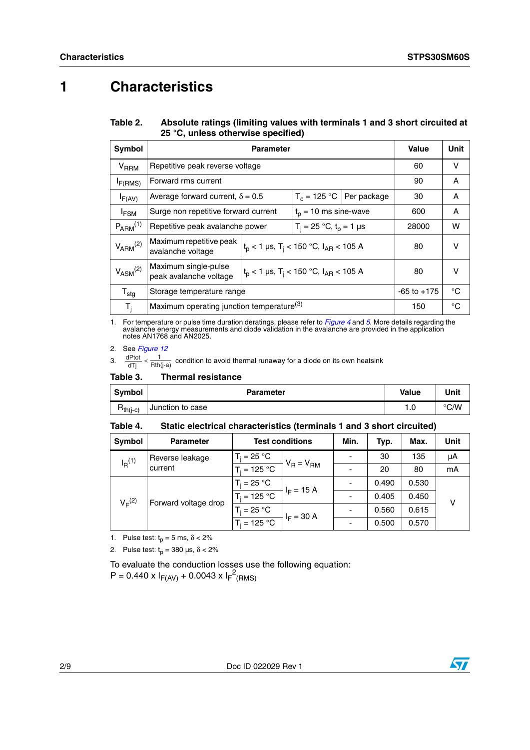# 1 Characteristics

**Table 2. Absolute ratings (limiting values with terminals 1 and 3 short circuited at 25 °C, unless otherwise specified)**

| Symbol | Parameter | | | Value | Unit |
|---|---|---|---|---|---|
| $V_{RRM}$ | Repetitive peak reverse voltage | | | 60 | V |
| $I_{F(RMS)}$ | Forward rms current | | | 90 | A |
| $I_{F(AV)}$ | Average forward current, $\delta = 0.5$ | $T_c = 125$ °C | Per package | 30 | A |
| $I_{FSM}$ | Surge non repetitive forward current | $t_p = 10$ ms sine-wave | | 600 | A |
| $P_{ARM}$ [1] | Repetitive peak avalanche power | $T_j = 25$ °C, $t_p = 1$ µs | | 28000 | W |
| $V_{ARM}$ [2] | Maximum repetitive peak avalanche voltage | $t_p < 1$ µs, $T_j < 150$ °C, $I_{AR} < 105$ A | | 80 | V |
| $V_{ASM}$ [2] | Maximum single-pulse peak avalanche voltage | $t_p < 1$ µs, $T_j < 150$ °C, $I_{AR} < 105$ A | | 80 | V |
| $T_{stg}$ | Storage temperature range | | | -65 to +175 | °C |
| $T_j$ | Maximum operating junction temperature [3] | | | 150 | °C |

1. For temperature or pulse time duration deratings, please refer to *Figure 4* and *5*. More details regarding the avalanche energy measurements and diode validation in the avalanche are provided in the application notes AN1768 and AN2025.
2. See *Figure 12*
3. $\frac{dPtot}{dTj} < \frac{1}{Rth(j-a)}$ condition to avoid thermal runaway for a diode on its own heatsink

**Table 3. Thermal resistance**

| Symbol | Parameter | Value | Unit |
|---|---|---|---|
| $R_{th(j-c)}$ | Junction to case | 1.0 | °C/W |

**Table 4. Static electrical characteristics (terminals 1 and 3 short circuited)**

| Symbol | Parameter | Test conditions | | Min. | Typ. | Max. | Unit |
|---|---|---|---|---|---|---|---|
| $I_R$ [1] | Reverse leakage current | $T_j = 25$ °C | $V_R = V_{RM}$ | - | 30 | 135 | µA |
| | | $T_j = 125$ °C | | - | 20 | 80 | mA |
| $V_F$ [2] | Forward voltage drop | $T_j = 25$ °C | $I_F = 15$ A | - | 0.490 | 0.530 | V |
| | | $T_j = 125$ °C | | - | 0.405 | 0.450 | |
| | | $T_j = 25$ °C | $I_F = 30$ A | - | 0.560 | 0.615 | |
| | | $T_j = 125$ °C | | - | 0.500 | 0.570 | |

1. Pulse test: $t_p = 5$ ms, $\delta < 2\%$
2. Pulse test: $t_p = 380$ µs, $\delta < 2\%$

To evaluate the conduction losses use the following equation:
$P = 0.440 \times I_{F(AV)} + 0.0043 \times I_{F}^{2}{}_{(RMS)}$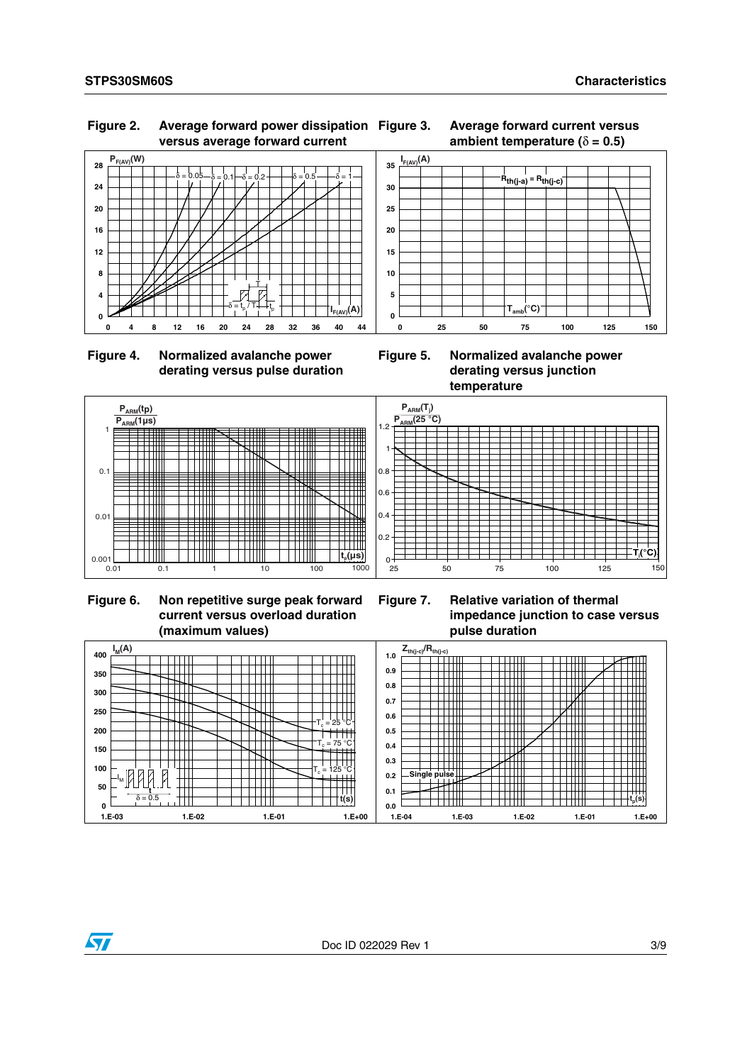**Figure 2. Average forward power dissipation versus average forward current**

$P_{F(AV)}$(W) vs $I_{F(AV)}$(A); curves for δ = 0.05, δ = 0.1, δ = 0.2, δ = 0.5, δ = 1; δ = $t_p$ / T

**Figure 3. Average forward current versus ambient temperature (δ = 0.5)**

$I_{F(AV)}$(A) vs $T_{amb}$(°C); $R_{th(j-a)} = R_{th(j-c)}$

**Figure 4. Normalized avalanche power derating versus pulse duration**

$P_{ARM}(t_p)$ / $P_{ARM}(1\mu s)$ vs $t_p$(µs)

**Figure 5. Normalized avalanche power derating versus junction temperature**

$P_{ARM}(T_j)$ / $P_{ARM}(25\ °C)$ vs $T_j$(°C)

**Figure 6. Non repetitive surge peak forward current versus overload duration (maximum values)**

$I_M$(A) vs t(s); curves for $T_c$ = 25 °C, $T_c$ = 75 °C, $T_c$ = 125 °C; δ = 0.5

**Figure 7. Relative variation of thermal impedance junction to case versus pulse duration**

$Z_{th(j-c)}/R_{th(j-c)}$ vs $t_p$(s); Single pulse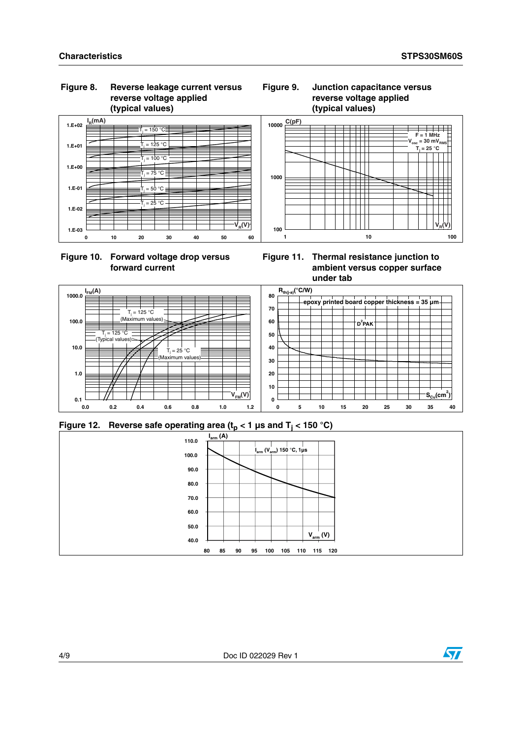**Figure 8. Reverse leakage current versus reverse voltage applied (typical values)**

**Figure 9. Junction capacitance versus reverse voltage applied (typical values)**

**Figure 10. Forward voltage drop versus forward current**

**Figure 11. Thermal resistance junction to ambient versus copper surface under tab**

**Figure 12. Reverse safe operating area ($t_p$ < 1 µs and $T_j$ < 150 °C)**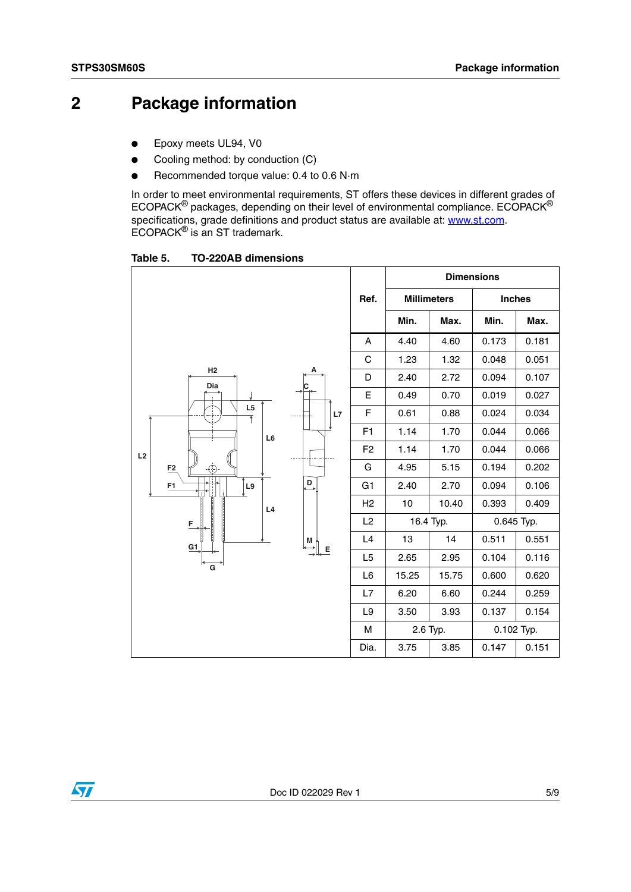# 2 Package information

- Epoxy meets UL94, V0
- Cooling method: by conduction (C)
- Recommended torque value: 0.4 to 0.6 N·m

In order to meet environmental requirements, ST offers these devices in different grades of ECOPACK® packages, depending on their level of environmental compliance. ECOPACK® specifications, grade definitions and product status are available at: www.st.com. ECOPACK® is an ST trademark.

**Table 5. TO-220AB dimensions**

| Ref. | Dimensions | | | |
|---|---|---|---|---|
| | Millimeters | | Inches | |
| | Min. | Max. | Min. | Max. |
| A | 4.40 | 4.60 | 0.173 | 0.181 |
| C | 1.23 | 1.32 | 0.048 | 0.051 |
| D | 2.40 | 2.72 | 0.094 | 0.107 |
| E | 0.49 | 0.70 | 0.019 | 0.027 |
| F | 0.61 | 0.88 | 0.024 | 0.034 |
| F1 | 1.14 | 1.70 | 0.044 | 0.066 |
| F2 | 1.14 | 1.70 | 0.044 | 0.066 |
| G | 4.95 | 5.15 | 0.194 | 0.202 |
| G1 | 2.40 | 2.70 | 0.094 | 0.106 |
| H2 | 10 | 10.40 | 0.393 | 0.409 |
| L2 | 16.4 Typ. | | 0.645 Typ. | |
| L4 | 13 | 14 | 0.511 | 0.551 |
| L5 | 2.65 | 2.95 | 0.104 | 0.116 |
| L6 | 15.25 | 15.75 | 0.600 | 0.620 |
| L7 | 6.20 | 6.60 | 0.244 | 0.259 |
| L9 | 3.50 | 3.93 | 0.137 | 0.154 |
| M | 2.6 Typ. | | 0.102 Typ. | |
| Dia. | 3.75 | 3.85 | 0.147 | 0.151 |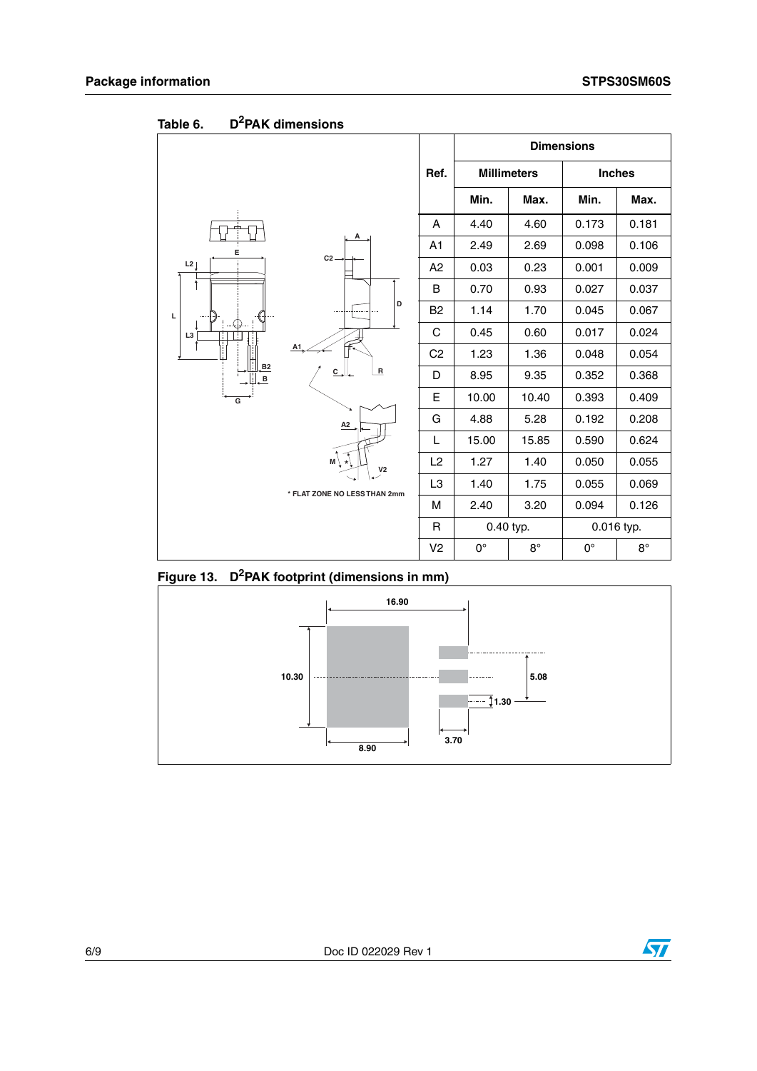Table 6. $D^2PAK$ dimensions

| Ref. | Dimensions | | | |
|---|---|---|---|---|
| | Millimeters | | Inches | |
| | Min. | Max. | Min. | Max. |
| A | 4.40 | 4.60 | 0.173 | 0.181 |
| A1 | 2.49 | 2.69 | 0.098 | 0.106 |
| A2 | 0.03 | 0.23 | 0.001 | 0.009 |
| B | 0.70 | 0.93 | 0.027 | 0.037 |
| B2 | 1.14 | 1.70 | 0.045 | 0.067 |
| C | 0.45 | 0.60 | 0.017 | 0.024 |
| C2 | 1.23 | 1.36 | 0.048 | 0.054 |
| D | 8.95 | 9.35 | 0.352 | 0.368 |
| E | 10.00 | 10.40 | 0.393 | 0.409 |
| G | 4.88 | 5.28 | 0.192 | 0.208 |
| L | 15.00 | 15.85 | 0.590 | 0.624 |
| L2 | 1.27 | 1.40 | 0.050 | 0.055 |
| L3 | 1.40 | 1.75 | 0.055 | 0.069 |
| M | 2.40 | 3.20 | 0.094 | 0.126 |
| R | 0.40 typ. | | 0.016 typ. | |
| V2 | 0° | 8° | 0° | 8° |

* FLAT ZONE NO LESS THAN 2mm

Figure 13. $D^2PAK$ footprint (dimensions in mm)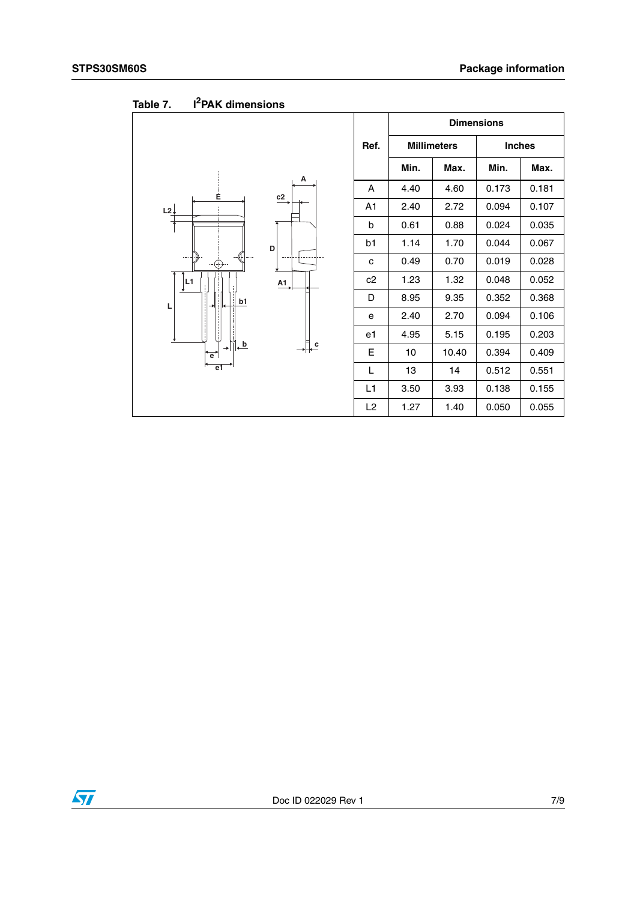Table 7. I²PAK dimensions

| Ref. | Dimensions | | | |
|---|---|---|---|---|
| | Millimeters | | Inches | |
| | Min. | Max. | Min. | Max. |
| A | 4.40 | 4.60 | 0.173 | 0.181 |
| A1 | 2.40 | 2.72 | 0.094 | 0.107 |
| b | 0.61 | 0.88 | 0.024 | 0.035 |
| b1 | 1.14 | 1.70 | 0.044 | 0.067 |
| c | 0.49 | 0.70 | 0.019 | 0.028 |
| c2 | 1.23 | 1.32 | 0.048 | 0.052 |
| D | 8.95 | 9.35 | 0.352 | 0.368 |
| e | 2.40 | 2.70 | 0.094 | 0.106 |
| e1 | 4.95 | 5.15 | 0.195 | 0.203 |
| E | 10 | 10.40 | 0.394 | 0.409 |
| L | 13 | 14 | 0.512 | 0.551 |
| L1 | 3.50 | 3.93 | 0.138 | 0.155 |
| L2 | 1.27 | 1.40 | 0.050 | 0.055 |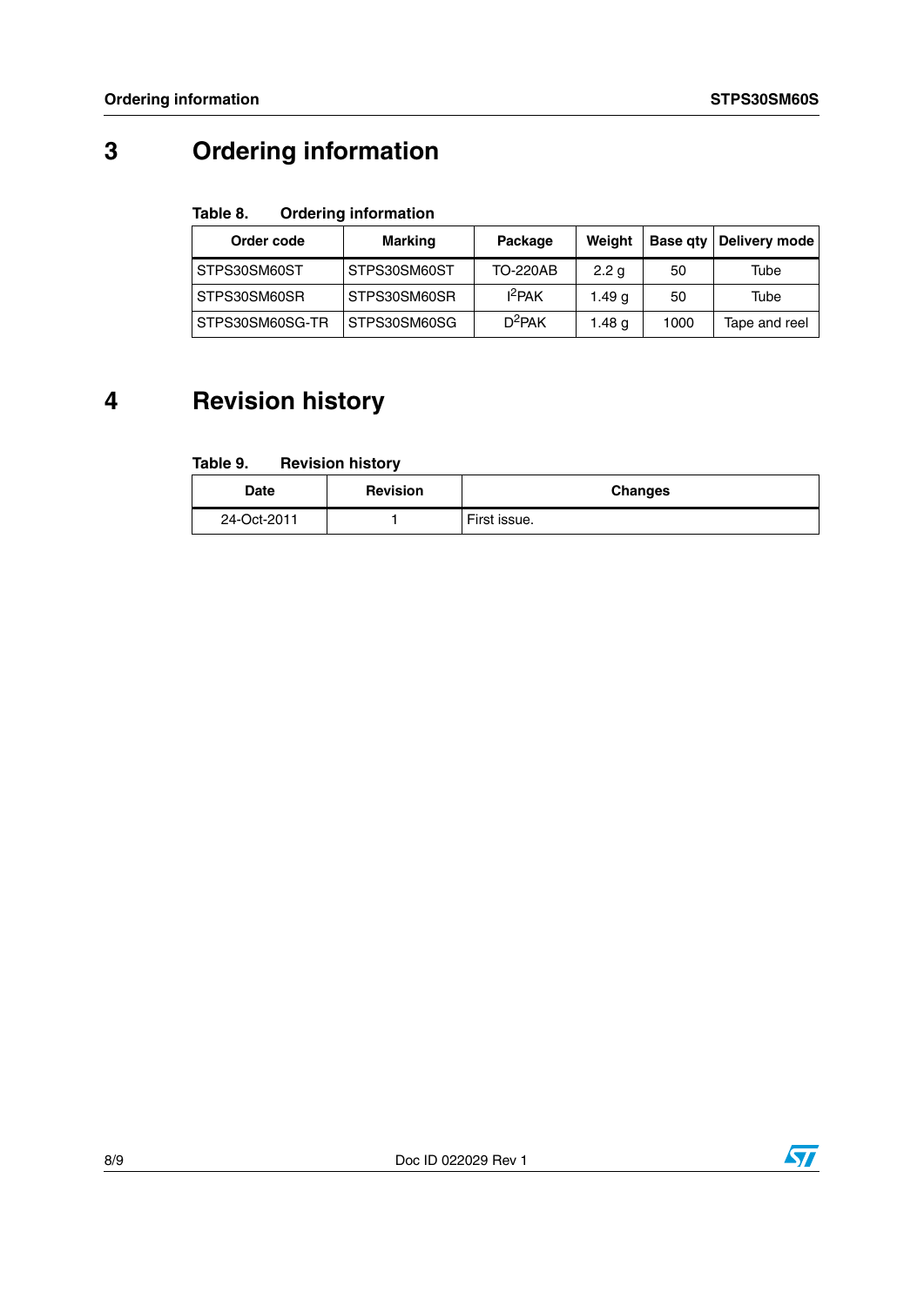# 3 Ordering information

**Table 8. Ordering information**

| Order code | Marking | Package | Weight | Base qty | Delivery mode |
|---|---|---|---|---|---|
| STPS30SM60ST | STPS30SM60ST | TO-220AB | 2.2 g | 50 | Tube |
| STPS30SM60SR | STPS30SM60SR | $I^2PAK$ | 1.49 g | 50 | Tube |
| STPS30SM60SG-TR | STPS30SM60SG | $D^2PAK$ | 1.48 g | 1000 | Tape and reel |

# 4 Revision history

**Table 9. Revision history**

| Date | Revision | Changes |
|---|---|---|
| 24-Oct-2011 | 1 | First issue. |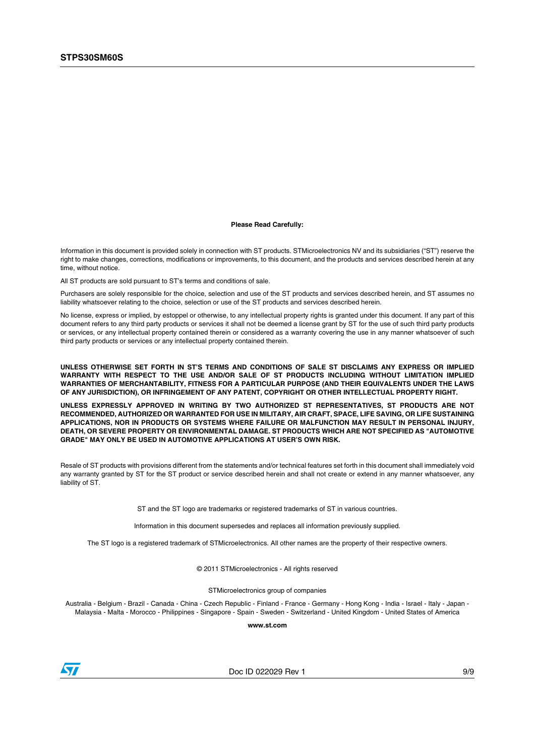**Please Read Carefully:**

Information in this document is provided solely in connection with ST products. STMicroelectronics NV and its subsidiaries ("ST") reserve the right to make changes, corrections, modifications or improvements, to this document, and the products and services described herein at any time, without notice.

All ST products are sold pursuant to ST's terms and conditions of sale.

Purchasers are solely responsible for the choice, selection and use of the ST products and services described herein, and ST assumes no liability whatsoever relating to the choice, selection or use of the ST products and services described herein.

No license, express or implied, by estoppel or otherwise, to any intellectual property rights is granted under this document. If any part of this document refers to any third party products or services it shall not be deemed a license grant by ST for the use of such third party products or services, or any intellectual property contained therein or considered as a warranty covering the use in any manner whatsoever of such third party products or services or any intellectual property contained therein.

**UNLESS OTHERWISE SET FORTH IN ST'S TERMS AND CONDITIONS OF SALE ST DISCLAIMS ANY EXPRESS OR IMPLIED WARRANTY WITH RESPECT TO THE USE AND/OR SALE OF ST PRODUCTS INCLUDING WITHOUT LIMITATION IMPLIED WARRANTIES OF MERCHANTABILITY, FITNESS FOR A PARTICULAR PURPOSE (AND THEIR EQUIVALENTS UNDER THE LAWS OF ANY JURISDICTION), OR INFRINGEMENT OF ANY PATENT, COPYRIGHT OR OTHER INTELLECTUAL PROPERTY RIGHT.**

**UNLESS EXPRESSLY APPROVED IN WRITING BY TWO AUTHORIZED ST REPRESENTATIVES, ST PRODUCTS ARE NOT RECOMMENDED, AUTHORIZED OR WARRANTED FOR USE IN MILITARY, AIR CRAFT, SPACE, LIFE SAVING, OR LIFE SUSTAINING APPLICATIONS, NOR IN PRODUCTS OR SYSTEMS WHERE FAILURE OR MALFUNCTION MAY RESULT IN PERSONAL INJURY, DEATH, OR SEVERE PROPERTY OR ENVIRONMENTAL DAMAGE. ST PRODUCTS WHICH ARE NOT SPECIFIED AS "AUTOMOTIVE GRADE" MAY ONLY BE USED IN AUTOMOTIVE APPLICATIONS AT USER'S OWN RISK.**

Resale of ST products with provisions different from the statements and/or technical features set forth in this document shall immediately void any warranty granted by ST for the ST product or service described herein and shall not create or extend in any manner whatsoever, any liability of ST.

ST and the ST logo are trademarks or registered trademarks of ST in various countries.

Information in this document supersedes and replaces all information previously supplied.

The ST logo is a registered trademark of STMicroelectronics. All other names are the property of their respective owners.

© 2011 STMicroelectronics - All rights reserved

STMicroelectronics group of companies

Australia - Belgium - Brazil - Canada - China - Czech Republic - Finland - France - Germany - Hong Kong - India - Israel - Italy - Japan - Malaysia - Malta - Morocco - Philippines - Singapore - Spain - Sweden - Switzerland - United Kingdom - United States of America

**www.st.com**